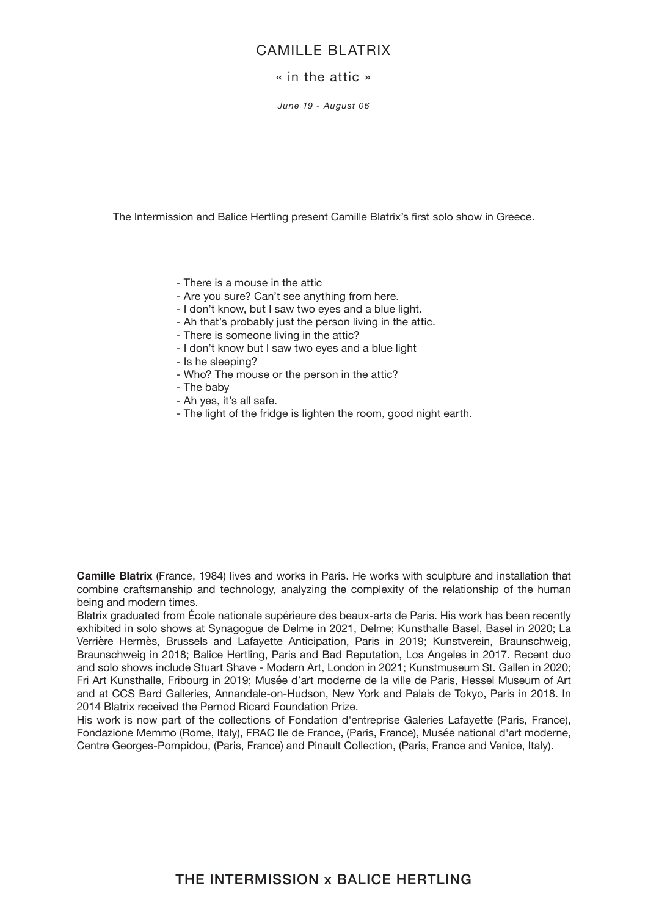# CAMILLE BLATRIX

## « in the attic »

*June 19 - August 06*

The Intermission and Balice Hertling present Camille Blatrix's first solo show in Greece.

- There is a mouse in the attic
- Are you sure? Can't see anything from here.
- I don't know, but I saw two eyes and a blue light.
- Ah that's probably just the person living in the attic.
- There is someone living in the attic?
- I don't know but I saw two eyes and a blue light
- Is he sleeping?
- Who? The mouse or the person in the attic?
- The baby
- Ah yes, it's all safe.
- The light of the fridge is lighten the room, good night earth.

**Camille Blatrix** (France, 1984) lives and works in Paris. He works with sculpture and installation that combine craftsmanship and technology, analyzing the complexity of the relationship of the human being and modern times.
Blatrix graduated from École nationale supérieure des beaux-arts de Paris. His work has been recently exhibited in solo shows at Synagogue de Delme in 2021, Delme; Kunsthalle Basel, Basel in 2020; La Verrière Hermès, Brussels and Lafayette Anticipation, Paris in 2019; Kunstverein, Braunschweig, Braunschweig in 2018; Balice Hertling, Paris and Bad Reputation, Los Angeles in 2017. Recent duo and solo shows include Stuart Shave - Modern Art, London in 2021; Kunstmuseum St. Gallen in 2020; Fri Art Kunsthalle, Fribourg in 2019; Musée d'art moderne de la ville de Paris, Hessel Museum of Art and at CCS Bard Galleries, Annandale-on-Hudson, New York and Palais de Tokyo, Paris in 2018. In 2014 Blatrix received the Pernod Ricard Foundation Prize.
His work is now part of the collections of Fondation d'entreprise Galeries Lafayette (Paris, France), Fondazione Memmo (Rome, Italy), FRAC Ile de France, (Paris, France), Musée national d'art moderne, Centre Georges-Pompidou, (Paris, France) and Pinault Collection, (Paris, France and Venice, Italy).

THE INTERMISSION x BALICE HERTLING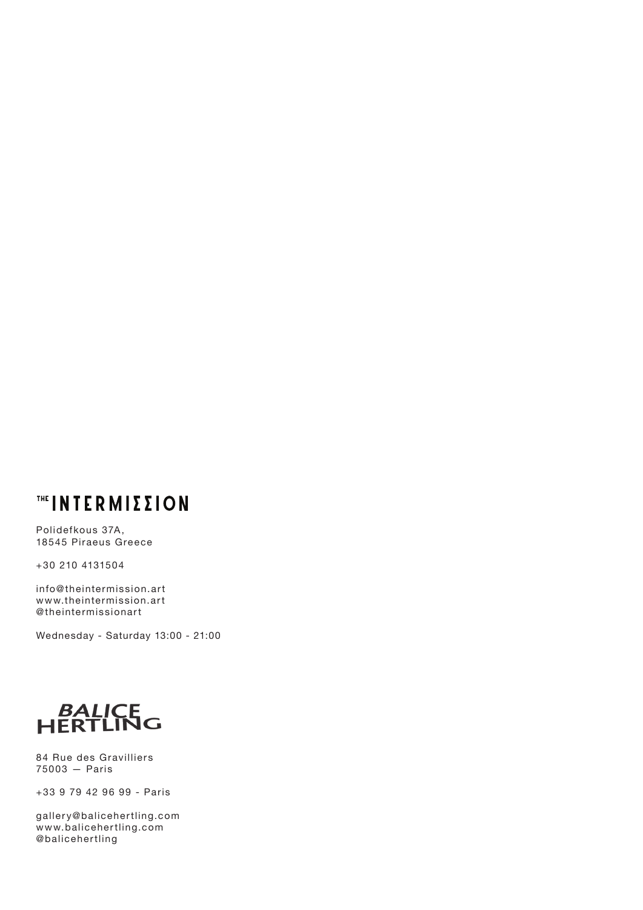THE INTERMIΣΣΙΟΝ

Polidefkous 37A,
18545 Piraeus Greece

+30 210 4131504

info@theintermission.art
www.theintermission.art
@theintermissionart

Wednesday - Saturday 13:00 - 21:00

BALICE HERTLING

84 Rue des Gravilliers
75003 — Paris

+33 9 79 42 96 99 - Paris

gallery@balicehertling.com
www.balicehertling.com
@balicehertling